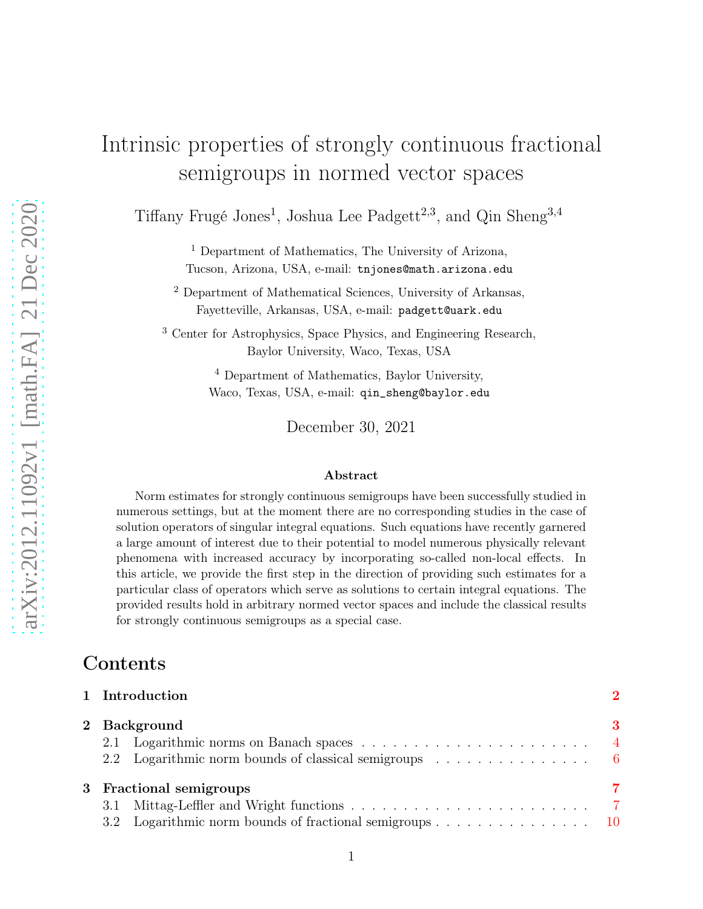# Intrinsic properties of strongly continuous fractional semigroups in normed vector spaces

Tiffany Frugé Jones[1], Joshua Lee Padgett[2,3], and Qin Sheng[3,4]

[1] Department of Mathematics, The University of Arizona, Tucson, Arizona, USA, e-mail: tnjones@math.arizona.edu

[2] Department of Mathematical Sciences, University of Arkansas, Fayetteville, Arkansas, USA, e-mail: padgett@uark.edu

[3] Center for Astrophysics, Space Physics, and Engineering Research, Baylor University, Waco, Texas, USA

[4] Department of Mathematics, Baylor University, Waco, Texas, USA, e-mail: qin_sheng@baylor.edu

December 30, 2021

### Abstract

Norm estimates for strongly continuous semigroups have been successfully studied in numerous settings, but at the moment there are no corresponding studies in the case of solution operators of singular integral equations. Such equations have recently garnered a large amount of interest due to their potential to model numerous physically relevant phenomena with increased accuracy by incorporating so-called non-local effects. In this article, we provide the first step in the direction of providing such estimates for a particular class of operators which serve as solutions to certain integral equations. The provided results hold in arbitrary normed vector spaces and include the classical results for strongly continuous semigroups as a special case.

## Contents

**1 Introduction** — 2

**2 Background** — 3
- 2.1 Logarithmic norms on Banach spaces — 4
- 2.2 Logarithmic norm bounds of classical semigroups — 6

**3 Fractional semigroups** — 7
- 3.1 Mittag-Leffler and Wright functions — 7
- 3.2 Logarithmic norm bounds of fractional semigroups — 10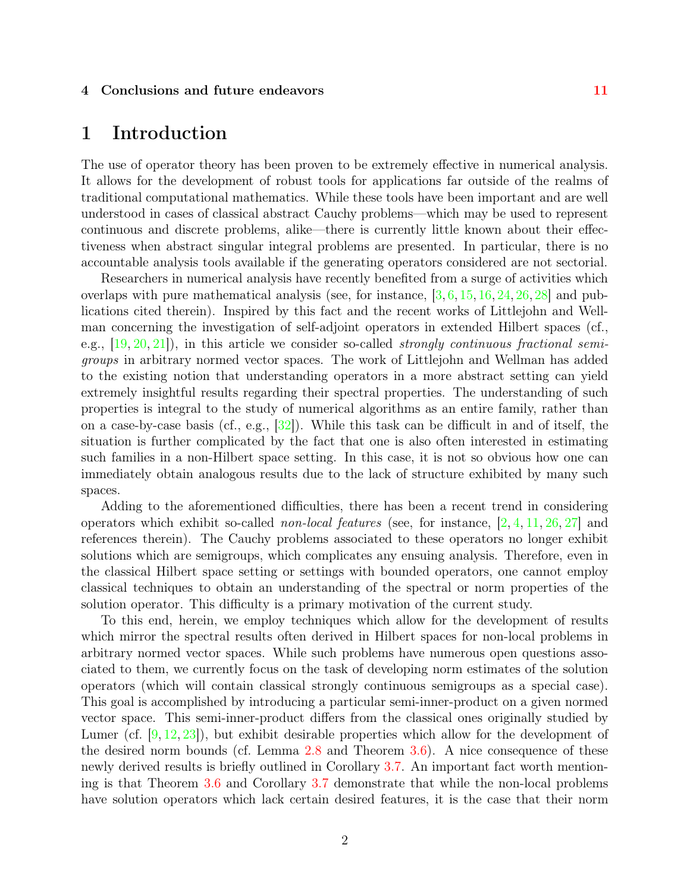**4 Conclusions and future endeavors 11**

# 1 Introduction

The use of operator theory has been proven to be extremely effective in numerical analysis. It allows for the development of robust tools for applications far outside of the realms of traditional computational mathematics. While these tools have been important and are well understood in cases of classical abstract Cauchy problems—which may be used to represent continuous and discrete problems, alike—there is currently little known about their effectiveness when abstract singular integral problems are presented. In particular, there is no accountable analysis tools available if the generating operators considered are not sectorial.

Researchers in numerical analysis have recently benefited from a surge of activities which overlaps with pure mathematical analysis (see, for instance, [3, 6, 15, 16, 24, 26, 28] and publications cited therein). Inspired by this fact and the recent works of Littlejohn and Wellman concerning the investigation of self-adjoint operators in extended Hilbert spaces (cf., e.g., [19, 20, 21]), in this article we consider so-called *strongly continuous fractional semigroups* in arbitrary normed vector spaces. The work of Littlejohn and Wellman has added to the existing notion that understanding operators in a more abstract setting can yield extremely insightful results regarding their spectral properties. The understanding of such properties is integral to the study of numerical algorithms as an entire family, rather than on a case-by-case basis (cf., e.g., [32]). While this task can be difficult in and of itself, the situation is further complicated by the fact that one is also often interested in estimating such families in a non-Hilbert space setting. In this case, it is not so obvious how one can immediately obtain analogous results due to the lack of structure exhibited by many such spaces.

Adding to the aforementioned difficulties, there has been a recent trend in considering operators which exhibit so-called *non-local features* (see, for instance, [2, 4, 11, 26, 27] and references therein). The Cauchy problems associated to these operators no longer exhibit solutions which are semigroups, which complicates any ensuing analysis. Therefore, even in the classical Hilbert space setting or settings with bounded operators, one cannot employ classical techniques to obtain an understanding of the spectral or norm properties of the solution operator. This difficulty is a primary motivation of the current study.

To this end, herein, we employ techniques which allow for the development of results which mirror the spectral results often derived in Hilbert spaces for non-local problems in arbitrary normed vector spaces. While such problems have numerous open questions associated to them, we currently focus on the task of developing norm estimates of the solution operators (which will contain classical strongly continuous semigroups as a special case). This goal is accomplished by introducing a particular semi-inner-product on a given normed vector space. This semi-inner-product differs from the classical ones originally studied by Lumer (cf. [9, 12, 23]), but exhibit desirable properties which allow for the development of the desired norm bounds (cf. Lemma 2.8 and Theorem 3.6). A nice consequence of these newly derived results is briefly outlined in Corollary 3.7. An important fact worth mentioning is that Theorem 3.6 and Corollary 3.7 demonstrate that while the non-local problems have solution operators which lack certain desired features, it is the case that their norm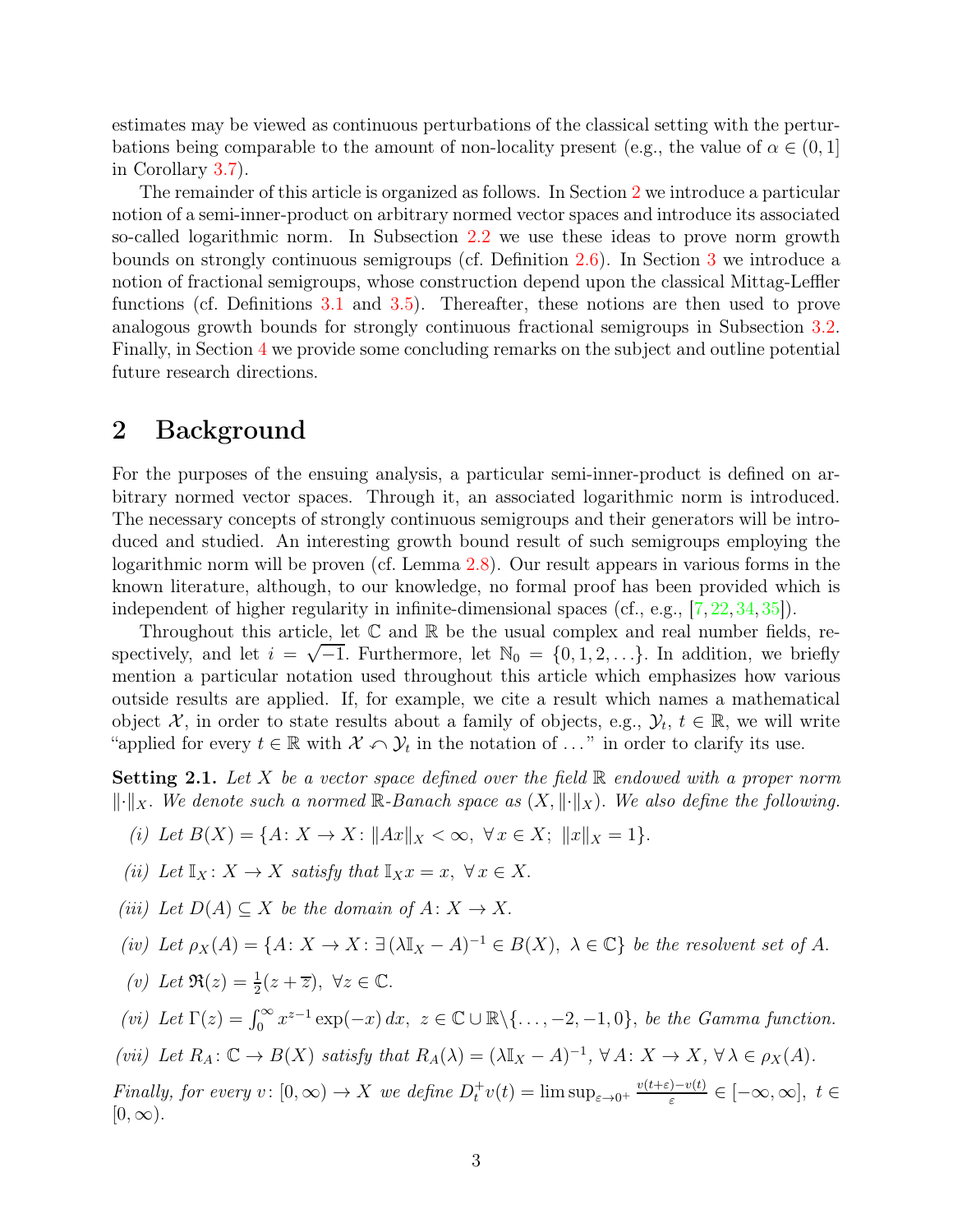estimates may be viewed as continuous perturbations of the classical setting with the perturbations being comparable to the amount of non-locality present (e.g., the value of $\alpha \in (0,1]$ in Corollary 3.7).

The remainder of this article is organized as follows. In Section 2 we introduce a particular notion of a semi-inner-product on arbitrary normed vector spaces and introduce its associated so-called logarithmic norm. In Subsection 2.2 we use these ideas to prove norm growth bounds on strongly continuous semigroups (cf. Definition 2.6). In Section 3 we introduce a notion of fractional semigroups, whose construction depend upon the classical Mittag-Leffler functions (cf. Definitions 3.1 and 3.5). Thereafter, these notions are then used to prove analogous growth bounds for strongly continuous fractional semigroups in Subsection 3.2. Finally, in Section 4 we provide some concluding remarks on the subject and outline potential future research directions.

## 2 Background

For the purposes of the ensuing analysis, a particular semi-inner-product is defined on arbitrary normed vector spaces. Through it, an associated logarithmic norm is introduced. The necessary concepts of strongly continuous semigroups and their generators will be introduced and studied. An interesting growth bound result of such semigroups employing the logarithmic norm will be proven (cf. Lemma 2.8). Our result appears in various forms in the known literature, although, to our knowledge, no formal proof has been provided which is independent of higher regularity in infinite-dimensional spaces (cf., e.g., [7, 22, 34, 35]).

Throughout this article, let $\mathbb{C}$ and $\mathbb{R}$ be the usual complex and real number fields, respectively, and let $i = \sqrt{-1}$. Furthermore, let $\mathbb{N}_0 = \{0, 1, 2, \ldots\}$. In addition, we briefly mention a particular notation used throughout this article which emphasizes how various outside results are applied. If, for example, we cite a result which names a mathematical object $\mathcal{X}$, in order to state results about a family of objects, e.g., $\mathcal{Y}_t$, $t \in \mathbb{R}$, we will write "applied for every $t \in \mathbb{R}$ with $\mathcal{X} \curvearrowleft \mathcal{Y}_t$ in the notation of ..." in order to clarify its use.

**Setting 2.1.** *Let $X$ be a vector space defined over the field $\mathbb{R}$ endowed with a proper norm $\|\cdot\|_X$. We denote such a normed $\mathbb{R}$-Banach space as $(X, \|\cdot\|_X)$. We also define the following.*

*(i) Let $B(X) = \{A\colon X \to X\colon \|Ax\|_X < \infty,\ \forall\, x \in X;\ \|x\|_X = 1\}$.*

*(ii) Let $\mathbb{I}_X\colon X \to X$ satisfy that $\mathbb{I}_X x = x,\ \forall\, x \in X$.*

*(iii) Let $D(A) \subseteq X$ be the domain of $A\colon X \to X$.*

*(iv) Let $\rho_X(A) = \{A\colon X \to X\colon \exists\, (\lambda \mathbb{I}_X - A)^{-1} \in B(X),\ \lambda \in \mathbb{C}\}$ be the resolvent set of $A$.*

*(v) Let $\Re(z) = \frac{1}{2}(z + \overline{z}),\ \forall z \in \mathbb{C}$.*

*(vi) Let $\Gamma(z) = \int_0^\infty x^{z-1} \exp(-x)\, dx,\ z \in \mathbb{C} \cup \mathbb{R}\backslash\{\ldots, -2, -1, 0\}$, be the Gamma function.*

*(vii) Let $R_A\colon \mathbb{C} \to B(X)$ satisfy that $R_A(\lambda) = (\lambda \mathbb{I}_X - A)^{-1},\ \forall\, A\colon X \to X,\ \forall\, \lambda \in \rho_X(A)$.*

*Finally, for every $v\colon [0,\infty) \to X$ we define $D_t^+ v(t) = \limsup_{\varepsilon \to 0^+} \frac{v(t+\varepsilon) - v(t)}{\varepsilon} \in [-\infty, \infty],\ t \in [0, \infty)$.*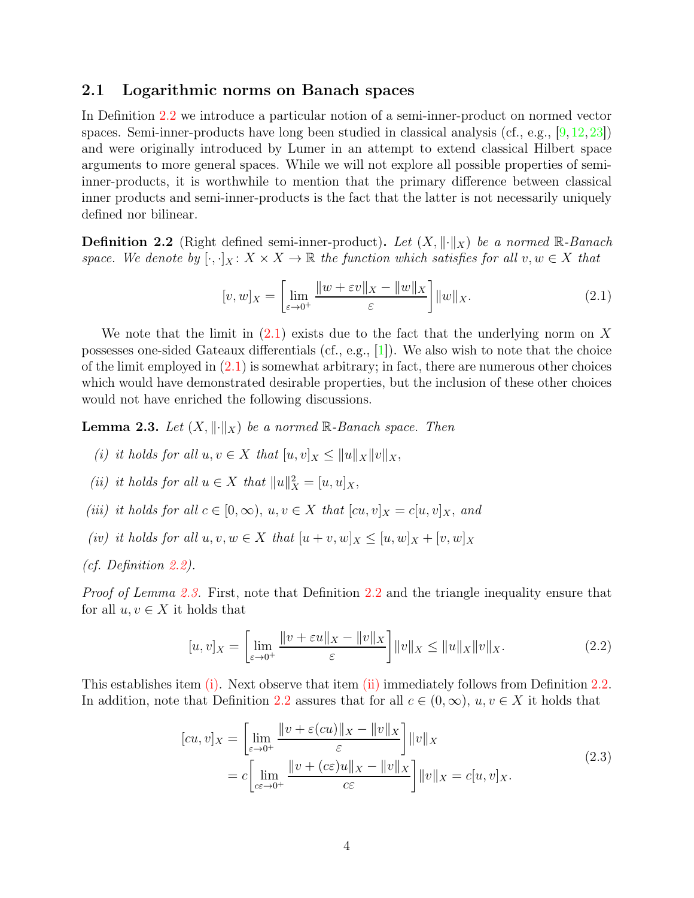## 2.1 Logarithmic norms on Banach spaces

In Definition 2.2 we introduce a particular notion of a semi-inner-product on normed vector spaces. Semi-inner-products have long been studied in classical analysis (cf., e.g., [9, 12, 23]) and were originally introduced by Lumer in an attempt to extend classical Hilbert space arguments to more general spaces. While we will not explore all possible properties of semi-inner-products, it is worthwhile to mention that the primary difference between classical inner products and semi-inner-products is the fact that the latter is not necessarily uniquely defined nor bilinear.

**Definition 2.2** (Right defined semi-inner-product)**.** *Let $(X, \|\cdot\|_X)$ be a normed $\mathbb{R}$-Banach space. We denote by $[\cdot,\cdot]_X \colon X \times X \to \mathbb{R}$ the function which satisfies for all $v, w \in X$ that*

$$[v, w]_X = \left[\lim_{\varepsilon \to 0^+} \frac{\|w + \varepsilon v\|_X - \|w\|_X}{\varepsilon}\right] \|w\|_X. \tag{2.1}$$

We note that the limit in (2.1) exists due to the fact that the underlying norm on $X$ possesses one-sided Gateaux differentials (cf., e.g., [1]). We also wish to note that the choice of the limit employed in (2.1) is somewhat arbitrary; in fact, there are numerous other choices which would have demonstrated desirable properties, but the inclusion of these other choices would not have enriched the following discussions.

**Lemma 2.3.** *Let $(X, \|\cdot\|_X)$ be a normed $\mathbb{R}$-Banach space. Then*

*(i) it holds for all $u, v \in X$ that $[u, v]_X \leq \|u\|_X \|v\|_X$,*

*(ii) it holds for all $u \in X$ that $\|u\|_X^2 = [u, u]_X$,*

*(iii) it holds for all $c \in [0, \infty)$, $u, v \in X$ that $[cu, v]_X = c[u, v]_X$, and*

*(iv) it holds for all $u, v, w \in X$ that $[u + v, w]_X \leq [u, w]_X + [v, w]_X$*

*(cf. Definition 2.2).*

*Proof of Lemma 2.3.* First, note that Definition 2.2 and the triangle inequality ensure that for all $u, v \in X$ it holds that

$$[u, v]_X = \left[\lim_{\varepsilon \to 0^+} \frac{\|v + \varepsilon u\|_X - \|v\|_X}{\varepsilon}\right] \|v\|_X \leq \|u\|_X \|v\|_X. \tag{2.2}$$

This establishes item (i). Next observe that item (ii) immediately follows from Definition 2.2. In addition, note that Definition 2.2 assures that for all $c \in (0, \infty)$, $u, v \in X$ it holds that

$$\begin{aligned}
[cu, v]_X &= \left[\lim_{\varepsilon \to 0^+} \frac{\|v + \varepsilon(cu)\|_X - \|v\|_X}{\varepsilon}\right] \|v\|_X \\
&= c\left[\lim_{c\varepsilon \to 0^+} \frac{\|v + (c\varepsilon)u\|_X - \|v\|_X}{c\varepsilon}\right] \|v\|_X = c[u, v]_X.
\end{aligned} \tag{2.3}$$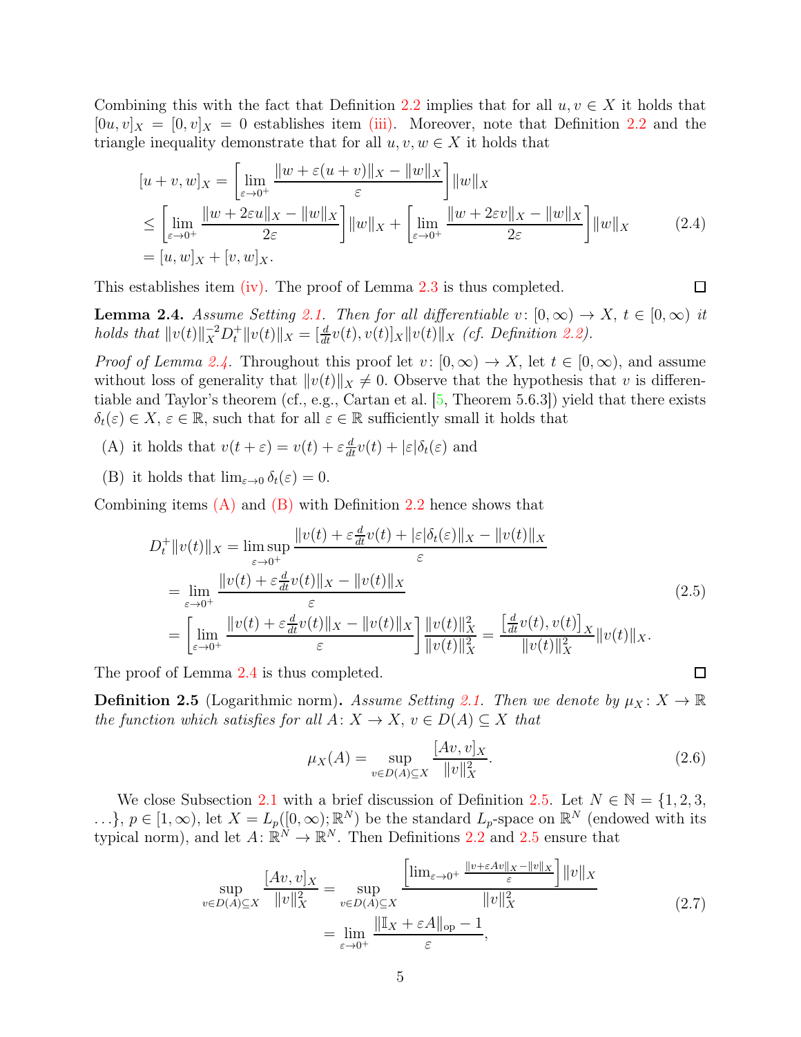Combining this with the fact that Definition 2.2 implies that for all $u, v \in X$ it holds that $[0u, v]_X = [0, v]_X = 0$ establishes item (iii). Moreover, note that Definition 2.2 and the triangle inequality demonstrate that for all $u, v, w \in X$ it holds that

$$
\begin{aligned}
[u+v, w]_X &= \left[\lim_{\varepsilon \to 0^+} \frac{\|w + \varepsilon(u+v)\|_X - \|w\|_X}{\varepsilon}\right] \|w\|_X \\
&\leq \left[\lim_{\varepsilon \to 0^+} \frac{\|w + 2\varepsilon u\|_X - \|w\|_X}{2\varepsilon}\right] \|w\|_X + \left[\lim_{\varepsilon \to 0^+} \frac{\|w + 2\varepsilon v\|_X - \|w\|_X}{2\varepsilon}\right] \|w\|_X \\
&= [u, w]_X + [v, w]_X.
\end{aligned}
\tag{2.4}
$$

This establishes item (iv). The proof of Lemma 2.3 is thus completed. □

**Lemma 2.4.** *Assume Setting 2.1. Then for all differentiable $v \colon [0, \infty) \to X$, $t \in [0, \infty)$ it holds that $\|v(t)\|_X^{-2} D_t^+ \|v(t)\|_X = [\frac{d}{dt} v(t), v(t)]_X \|v(t)\|_X$ (cf. Definition 2.2).*

*Proof of Lemma 2.4.* Throughout this proof let $v \colon [0, \infty) \to X$, let $t \in [0, \infty)$, and assume without loss of generality that $\|v(t)\|_X \neq 0$. Observe that the hypothesis that $v$ is differentiable and Taylor's theorem (cf., e.g., Cartan et al. [5, Theorem 5.6.3]) yield that there exists $\delta_t(\varepsilon) \in X$, $\varepsilon \in \mathbb{R}$, such that for all $\varepsilon \in \mathbb{R}$ sufficiently small it holds that

(A) it holds that $v(t + \varepsilon) = v(t) + \varepsilon \frac{d}{dt} v(t) + |\varepsilon| \delta_t(\varepsilon)$ and

(B) it holds that $\lim_{\varepsilon \to 0} \delta_t(\varepsilon) = 0$.

Combining items (A) and (B) with Definition 2.2 hence shows that

$$
\begin{aligned}
D_t^+ \|v(t)\|_X &= \limsup_{\varepsilon \to 0^+} \frac{\|v(t) + \varepsilon \frac{d}{dt} v(t) + |\varepsilon| \delta_t(\varepsilon)\|_X - \|v(t)\|_X}{\varepsilon} \\
&= \lim_{\varepsilon \to 0^+} \frac{\|v(t) + \varepsilon \frac{d}{dt} v(t)\|_X - \|v(t)\|_X}{\varepsilon} \\
&= \left[\lim_{\varepsilon \to 0^+} \frac{\|v(t) + \varepsilon \frac{d}{dt} v(t)\|_X - \|v(t)\|_X}{\varepsilon}\right] \frac{\|v(t)\|_X^2}{\|v(t)\|_X^2} = \frac{\left[\frac{d}{dt} v(t), v(t)\right]_X}{\|v(t)\|_X^2} \|v(t)\|_X.
\end{aligned}
\tag{2.5}
$$

The proof of Lemma 2.4 is thus completed. □

**Definition 2.5** (Logarithmic norm)**.** *Assume Setting 2.1. Then we denote by $\mu_X \colon X \to \mathbb{R}$ the function which satisfies for all $A \colon X \to X$, $v \in D(A) \subseteq X$ that*

$$
\mu_X(A) = \sup_{v \in D(A) \subseteq X} \frac{[Av, v]_X}{\|v\|_X^2}.
\tag{2.6}
$$

We close Subsection 2.1 with a brief discussion of Definition 2.5. Let $N \in \mathbb{N} = \{1, 2, 3, \ldots\}$, $p \in [1, \infty)$, let $X = L_p([0, \infty); \mathbb{R}^N)$ be the standard $L_p$-space on $\mathbb{R}^N$ (endowed with its typical norm), and let $A \colon \mathbb{R}^N \to \mathbb{R}^N$. Then Definitions 2.2 and 2.5 ensure that

$$
\begin{aligned}
\sup_{v \in D(A) \subseteq X} \frac{[Av, v]_X}{\|v\|_X^2} &= \sup_{v \in D(A) \subseteq X} \frac{\left[\lim_{\varepsilon \to 0^+} \frac{\|v + \varepsilon A v\|_X - \|v\|_X}{\varepsilon}\right] \|v\|_X}{\|v\|_X^2} \\
&= \lim_{\varepsilon \to 0^+} \frac{\|\mathbb{I}_X + \varepsilon A\|_{\text{op}} - 1}{\varepsilon},
\end{aligned}
\tag{2.7}
$$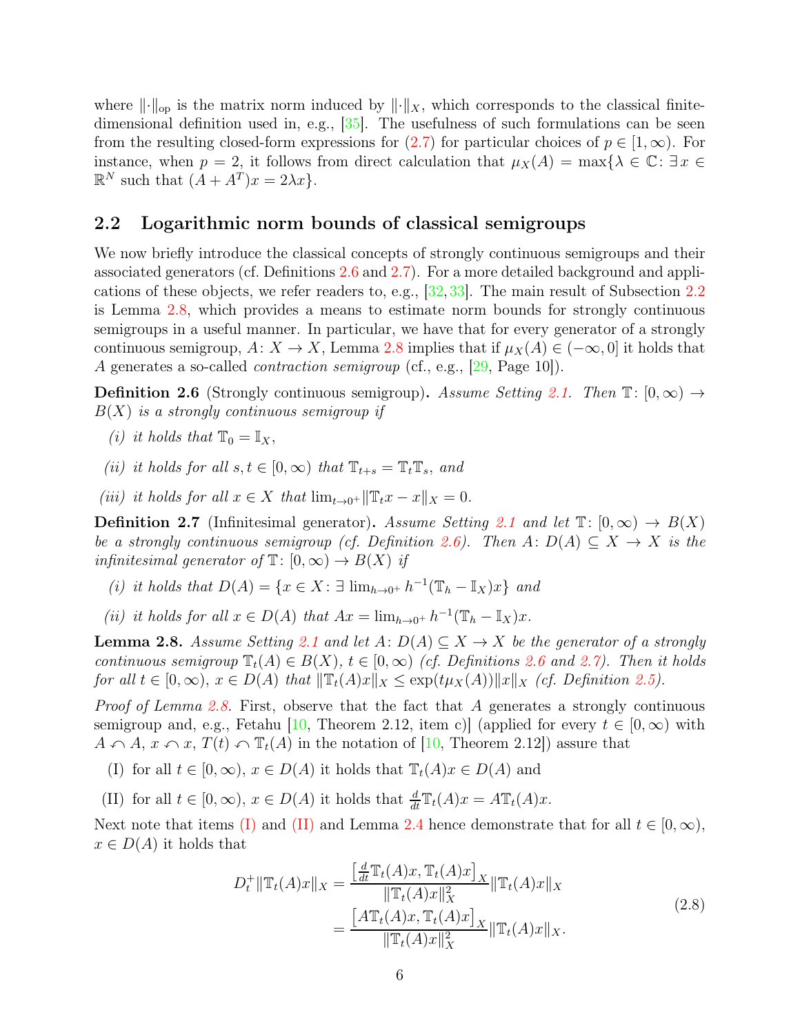where $\|\cdot\|_{\text{op}}$ is the matrix norm induced by $\|\cdot\|_X$, which corresponds to the classical finite-dimensional definition used in, e.g., [35]. The usefulness of such formulations can be seen from the resulting closed-form expressions for (2.7) for particular choices of $p \in [1, \infty)$. For instance, when $p = 2$, it follows from direct calculation that $\mu_X(A) = \max\{\lambda \in \mathbb{C} \colon \exists\, x \in \mathbb{R}^N$ such that $(A + A^T)x = 2\lambda x\}$.

## 2.2 Logarithmic norm bounds of classical semigroups

We now briefly introduce the classical concepts of strongly continuous semigroups and their associated generators (cf. Definitions 2.6 and 2.7). For a more detailed background and applications of these objects, we refer readers to, e.g., [32, 33]. The main result of Subsection 2.2 is Lemma 2.8, which provides a means to estimate norm bounds for strongly continuous semigroups in a useful manner. In particular, we have that for every generator of a strongly continuous semigroup, $A \colon X \to X$, Lemma 2.8 implies that if $\mu_X(A) \in (-\infty, 0]$ it holds that $A$ generates a so-called *contraction semigroup* (cf., e.g., [29, Page 10]).

**Definition 2.6** (Strongly continuous semigroup)**.** *Assume Setting 2.1. Then $\mathbb{T} \colon [0, \infty) \to B(X)$ is a strongly continuous semigroup if*

*(i) it holds that $\mathbb{T}_0 = \mathbb{I}_X$,*

*(ii) it holds for all $s, t \in [0, \infty)$ that $\mathbb{T}_{t+s} = \mathbb{T}_t \mathbb{T}_s$, and*

*(iii) it holds for all $x \in X$ that $\lim_{t \to 0^+} \|\mathbb{T}_t x - x\|_X = 0$.*

**Definition 2.7** (Infinitesimal generator)**.** *Assume Setting 2.1 and let $\mathbb{T} \colon [0, \infty) \to B(X)$ be a strongly continuous semigroup (cf. Definition 2.6). Then $A \colon D(A) \subseteq X \to X$ is the infinitesimal generator of $\mathbb{T} \colon [0, \infty) \to B(X)$ if*

*(i) it holds that $D(A) = \{x \in X \colon \exists \lim_{h \to 0^+} h^{-1}(\mathbb{T}_h - \mathbb{I}_X)x\}$ and*

*(ii) it holds for all $x \in D(A)$ that $Ax = \lim_{h \to 0^+} h^{-1}(\mathbb{T}_h - \mathbb{I}_X)x$.*

**Lemma 2.8.** *Assume Setting 2.1 and let $A \colon D(A) \subseteq X \to X$ be the generator of a strongly continuous semigroup $\mathbb{T}_t(A) \in B(X)$, $t \in [0, \infty)$ (cf. Definitions 2.6 and 2.7). Then it holds for all $t \in [0, \infty)$, $x \in D(A)$ that $\|\mathbb{T}_t(A)x\|_X \leq \exp(t\mu_X(A))\|x\|_X$ (cf. Definition 2.5).*

*Proof of Lemma 2.8.* First, observe that the fact that $A$ generates a strongly continuous semigroup and, e.g., Fetahu [10, Theorem 2.12, item c)] (applied for every $t \in [0, \infty)$ with $A \curvearrowleft A$, $x \curvearrowleft x$, $T(t) \curvearrowleft \mathbb{T}_t(A)$ in the notation of [10, Theorem 2.12]) assure that

(I) for all $t \in [0, \infty)$, $x \in D(A)$ it holds that $\mathbb{T}_t(A)x \in D(A)$ and

(II) for all $t \in [0, \infty)$, $x \in D(A)$ it holds that $\frac{d}{dt}\mathbb{T}_t(A)x = A\mathbb{T}_t(A)x$.

Next note that items (I) and (II) and Lemma 2.4 hence demonstrate that for all $t \in [0, \infty)$, $x \in D(A)$ it holds that

$$
\begin{aligned}
D_t^+ \|\mathbb{T}_t(A)x\|_X &= \frac{\left[\frac{d}{dt}\mathbb{T}_t(A)x, \mathbb{T}_t(A)x\right]_X}{\|\mathbb{T}_t(A)x\|_X^2} \|\mathbb{T}_t(A)x\|_X \\
&= \frac{\left[A\mathbb{T}_t(A)x, \mathbb{T}_t(A)x\right]_X}{\|\mathbb{T}_t(A)x\|_X^2} \|\mathbb{T}_t(A)x\|_X.
\end{aligned}
\tag{2.8}
$$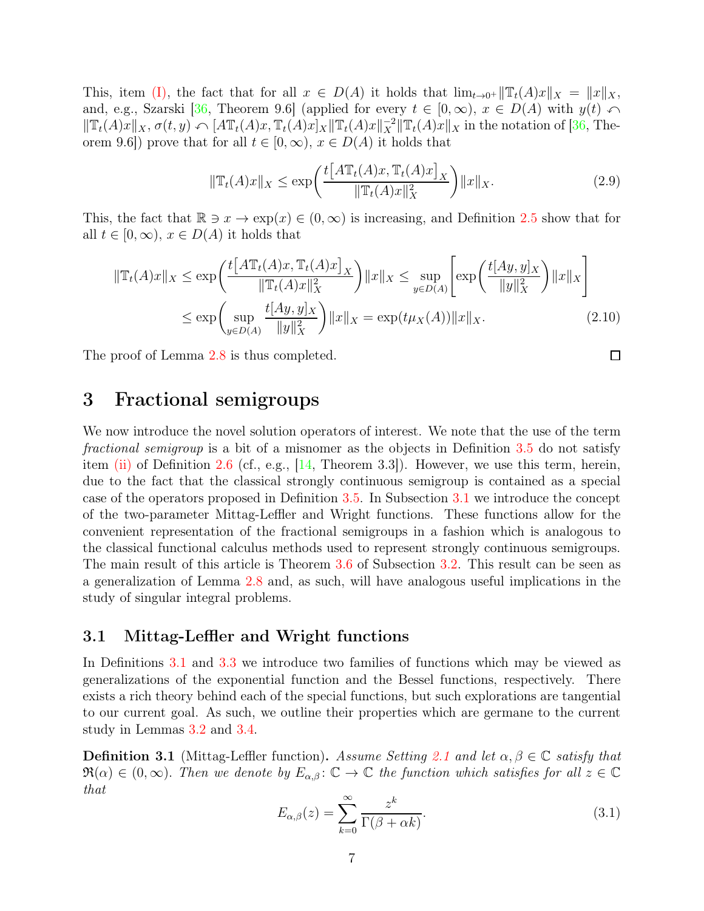This, item (I), the fact that for all $x \in D(A)$ it holds that $\lim_{t\to 0^+} \|\mathbb{T}_t(A)x\|_X = \|x\|_X$, and, e.g., Szarski [36, Theorem 9.6] (applied for every $t \in [0,\infty)$, $x \in D(A)$ with $y(t) \curvearrowleft \|\mathbb{T}_t(A)x\|_X$, $\sigma(t,y) \curvearrowleft [A\mathbb{T}_t(A)x, \mathbb{T}_t(A)x]_X \|\mathbb{T}_t(A)x\|_X^{-2} \|\mathbb{T}_t(A)x\|_X$ in the notation of [36, Theorem 9.6]) prove that for all $t \in [0,\infty)$, $x \in D(A)$ it holds that

$$\|\mathbb{T}_t(A)x\|_X \leq \exp\!\left(\frac{t\big[A\mathbb{T}_t(A)x, \mathbb{T}_t(A)x\big]_X}{\|\mathbb{T}_t(A)x\|_X^2}\right)\|x\|_X. \tag{2.9}$$

This, the fact that $\mathbb{R} \ni x \to \exp(x) \in (0,\infty)$ is increasing, and Definition 2.5 show that for all $t \in [0,\infty)$, $x \in D(A)$ it holds that

$$\begin{aligned}
\|\mathbb{T}_t(A)x\|_X &\leq \exp\!\left(\frac{t\big[A\mathbb{T}_t(A)x, \mathbb{T}_t(A)x\big]_X}{\|\mathbb{T}_t(A)x\|_X^2}\right)\|x\|_X \leq \sup_{y\in D(A)}\left[\exp\!\left(\frac{t[Ay,y]_X}{\|y\|_X^2}\right)\|x\|_X\right] \\
&\leq \exp\!\left(\sup_{y\in D(A)} \frac{t[Ay,y]_X}{\|y\|_X^2}\right)\|x\|_X = \exp(t\mu_X(A))\|x\|_X.
\end{aligned} \tag{2.10}$$

The proof of Lemma 2.8 is thus completed. $\square$

# 3 Fractional semigroups

We now introduce the novel solution operators of interest. We note that the use of the term *fractional semigroup* is a bit of a misnomer as the objects in Definition 3.5 do not satisfy item (ii) of Definition 2.6 (cf., e.g., [14, Theorem 3.3]). However, we use this term, herein, due to the fact that the classical strongly continuous semigroup is contained as a special case of the operators proposed in Definition 3.5. In Subsection 3.1 we introduce the concept of the two-parameter Mittag-Leffler and Wright functions. These functions allow for the convenient representation of the fractional semigroups in a fashion which is analogous to the classical functional calculus methods used to represent strongly continuous semigroups. The main result of this article is Theorem 3.6 of Subsection 3.2. This result can be seen as a generalization of Lemma 2.8 and, as such, will have analogous useful implications in the study of singular integral problems.

## 3.1 Mittag-Leffler and Wright functions

In Definitions 3.1 and 3.3 we introduce two families of functions which may be viewed as generalizations of the exponential function and the Bessel functions, respectively. There exists a rich theory behind each of the special functions, but such explorations are tangential to our current goal. As such, we outline their properties which are germane to the current study in Lemmas 3.2 and 3.4.

**Definition 3.1** (Mittag-Leffler function)**.** *Assume Setting 2.1 and let $\alpha, \beta \in \mathbb{C}$ satisfy that $\Re(\alpha) \in (0,\infty)$. Then we denote by $E_{\alpha,\beta}\colon \mathbb{C} \to \mathbb{C}$ the function which satisfies for all $z \in \mathbb{C}$ that*

$$E_{\alpha,\beta}(z) = \sum_{k=0}^{\infty} \frac{z^k}{\Gamma(\beta + \alpha k)}. \tag{3.1}$$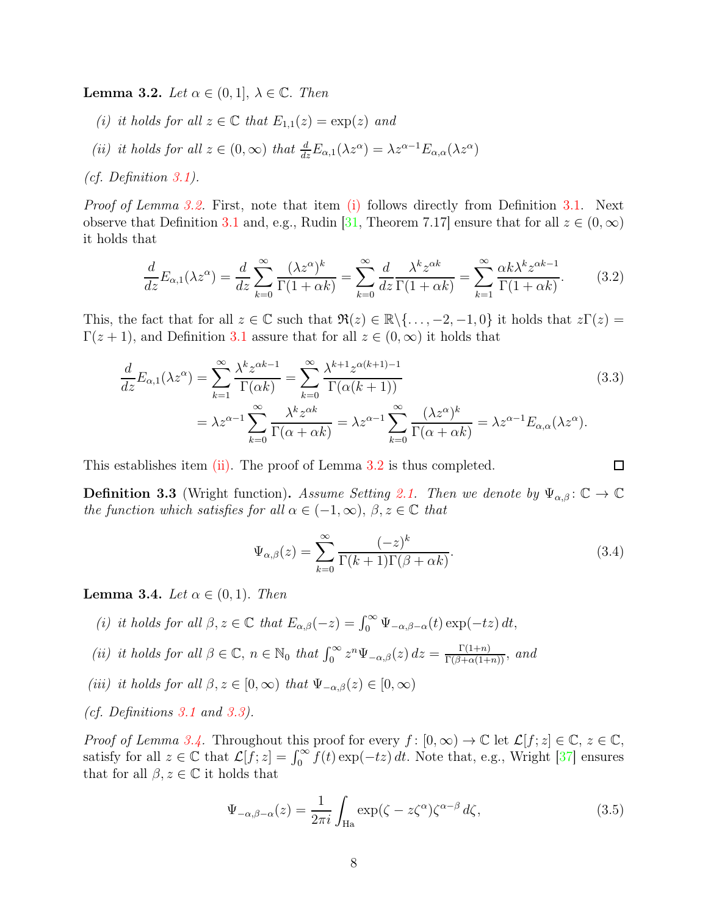**Lemma 3.2.** *Let $\alpha \in (0,1]$, $\lambda \in \mathbb{C}$. Then*

*(i) it holds for all $z \in \mathbb{C}$ that $E_{1,1}(z) = \exp(z)$ and*

*(ii) it holds for all $z \in (0,\infty)$ that $\frac{d}{dz} E_{\alpha,1}(\lambda z^\alpha) = \lambda z^{\alpha-1} E_{\alpha,\alpha}(\lambda z^\alpha)$*

*(cf. Definition 3.1).*

*Proof of Lemma 3.2.* First, note that item (i) follows directly from Definition 3.1. Next observe that Definition 3.1 and, e.g., Rudin [31, Theorem 7.17] ensure that for all $z \in (0,\infty)$ it holds that

$$\frac{d}{dz} E_{\alpha,1}(\lambda z^\alpha) = \frac{d}{dz} \sum_{k=0}^\infty \frac{(\lambda z^\alpha)^k}{\Gamma(1+\alpha k)} = \sum_{k=0}^\infty \frac{d}{dz} \frac{\lambda^k z^{\alpha k}}{\Gamma(1+\alpha k)} = \sum_{k=1}^\infty \frac{\alpha k \lambda^k z^{\alpha k - 1}}{\Gamma(1+\alpha k)}. \tag{3.2}$$

This, the fact that for all $z \in \mathbb{C}$ such that $\Re(z) \in \mathbb{R} \backslash \{\ldots,-2,-1,0\}$ it holds that $z\Gamma(z) = \Gamma(z+1)$, and Definition 3.1 assure that for all $z \in (0,\infty)$ it holds that

$$\begin{aligned} \frac{d}{dz} E_{\alpha,1}(\lambda z^\alpha) &= \sum_{k=1}^\infty \frac{\lambda^k z^{\alpha k - 1}}{\Gamma(\alpha k)} = \sum_{k=0}^\infty \frac{\lambda^{k+1} z^{\alpha(k+1)-1}}{\Gamma(\alpha(k+1))} \\ &= \lambda z^{\alpha-1} \sum_{k=0}^\infty \frac{\lambda^k z^{\alpha k}}{\Gamma(\alpha + \alpha k)} = \lambda z^{\alpha-1} \sum_{k=0}^\infty \frac{(\lambda z^\alpha)^k}{\Gamma(\alpha+\alpha k)} = \lambda z^{\alpha-1} E_{\alpha,\alpha}(\lambda z^\alpha). \end{aligned} \tag{3.3}$$

This establishes item (ii). The proof of Lemma 3.2 is thus completed. ∎

**Definition 3.3** (Wright function)**.** *Assume Setting 2.1. Then we denote by $\Psi_{\alpha,\beta} \colon \mathbb{C} \to \mathbb{C}$ the function which satisfies for all $\alpha \in (-1,\infty)$, $\beta, z \in \mathbb{C}$ that*

$$\Psi_{\alpha,\beta}(z) = \sum_{k=0}^\infty \frac{(-z)^k}{\Gamma(k+1)\Gamma(\beta+\alpha k)}. \tag{3.4}$$

**Lemma 3.4.** *Let $\alpha \in (0,1)$. Then*

*(i) it holds for all $\beta, z \in \mathbb{C}$ that $E_{\alpha,\beta}(-z) = \int_0^\infty \Psi_{-\alpha,\beta-\alpha}(t) \exp(-tz)\, dt$,*

*(ii) it holds for all $\beta \in \mathbb{C}$, $n \in \mathbb{N}_0$ that $\int_0^\infty z^n \Psi_{-\alpha,\beta}(z)\, dz = \frac{\Gamma(1+n)}{\Gamma(\beta+\alpha(1+n))}$, and*

*(iii) it holds for all $\beta, z \in [0,\infty)$ that $\Psi_{-\alpha,\beta}(z) \in [0,\infty)$*

*(cf. Definitions 3.1 and 3.3).*

*Proof of Lemma 3.4.* Throughout this proof for every $f \colon [0,\infty) \to \mathbb{C}$ let $\mathcal{L}[f;z] \in \mathbb{C}$, $z \in \mathbb{C}$, satisfy for all $z \in \mathbb{C}$ that $\mathcal{L}[f;z] = \int_0^\infty f(t) \exp(-tz)\, dt$. Note that, e.g., Wright [37] ensures that for all $\beta, z \in \mathbb{C}$ it holds that

$$\Psi_{-\alpha,\beta-\alpha}(z) = \frac{1}{2\pi i} \int_{\mathrm{Ha}} \exp(\zeta - z\zeta^\alpha) \zeta^{\alpha-\beta}\, d\zeta, \tag{3.5}$$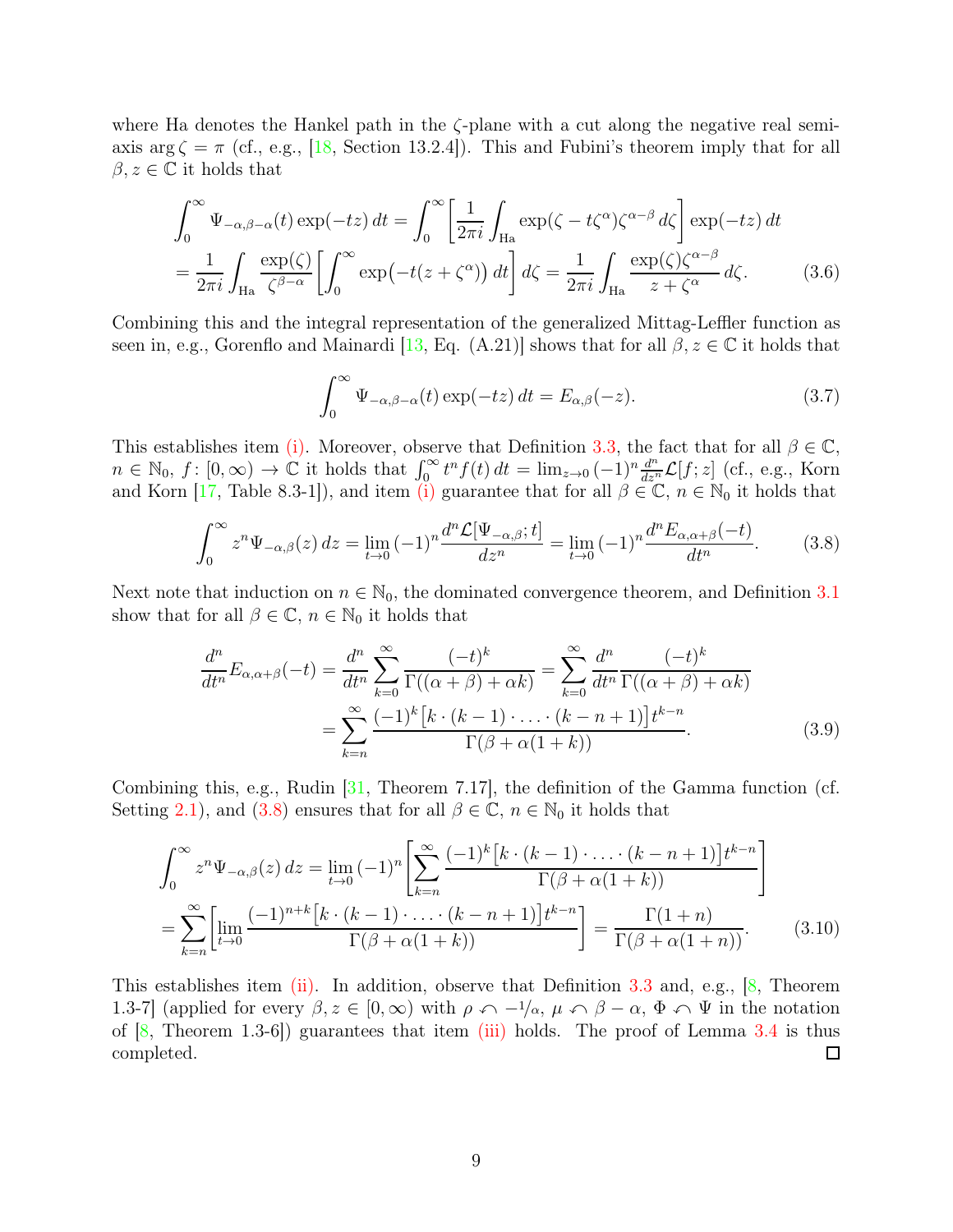where Ha denotes the Hankel path in the $\zeta$-plane with a cut along the negative real semi-axis $\arg \zeta = \pi$ (cf., e.g., [18, Section 13.2.4]). This and Fubini's theorem imply that for all $\beta, z \in \mathbb{C}$ it holds that

$$
\begin{aligned}
\int_0^\infty \Psi_{-\alpha,\beta-\alpha}(t) \exp(-tz)\, dt &= \int_0^\infty \left[ \frac{1}{2\pi i} \int_{\mathrm{Ha}} \exp(\zeta - t\zeta^\alpha) \zeta^{\alpha-\beta}\, d\zeta \right] \exp(-tz)\, dt \\
= \frac{1}{2\pi i} \int_{\mathrm{Ha}} \frac{\exp(\zeta)}{\zeta^{\beta-\alpha}} \left[ \int_0^\infty \exp\big(-t(z+\zeta^\alpha)\big)\, dt \right] d\zeta &= \frac{1}{2\pi i} \int_{\mathrm{Ha}} \frac{\exp(\zeta)\zeta^{\alpha-\beta}}{z+\zeta^\alpha}\, d\zeta.
\end{aligned} \tag{3.6}
$$

Combining this and the integral representation of the generalized Mittag-Leffler function as seen in, e.g., Gorenflo and Mainardi [13, Eq. (A.21)] shows that for all $\beta, z \in \mathbb{C}$ it holds that

$$
\int_0^\infty \Psi_{-\alpha,\beta-\alpha}(t) \exp(-tz)\, dt = E_{\alpha,\beta}(-z). \tag{3.7}
$$

This establishes item (i). Moreover, observe that Definition 3.3, the fact that for all $\beta \in \mathbb{C}$, $n \in \mathbb{N}_0$, $f\colon [0,\infty) \to \mathbb{C}$ it holds that $\int_0^\infty t^n f(t)\, dt = \lim_{z\to 0} (-1)^n \frac{d^n}{dz^n} \mathcal{L}[f; z]$ (cf., e.g., Korn and Korn [17, Table 8.3-1]), and item (i) guarantee that for all $\beta \in \mathbb{C}$, $n \in \mathbb{N}_0$ it holds that

$$
\int_0^\infty z^n \Psi_{-\alpha,\beta}(z)\, dz = \lim_{t\to 0} (-1)^n \frac{d^n \mathcal{L}[\Psi_{-\alpha,\beta}; t]}{dz^n} = \lim_{t\to 0} (-1)^n \frac{d^n E_{\alpha,\alpha+\beta}(-t)}{dt^n}. \tag{3.8}
$$

Next note that induction on $n \in \mathbb{N}_0$, the dominated convergence theorem, and Definition 3.1 show that for all $\beta \in \mathbb{C}$, $n \in \mathbb{N}_0$ it holds that

$$
\begin{aligned}
\frac{d^n}{dt^n} E_{\alpha,\alpha+\beta}(-t) &= \frac{d^n}{dt^n} \sum_{k=0}^\infty \frac{(-t)^k}{\Gamma((\alpha+\beta)+\alpha k)} = \sum_{k=0}^\infty \frac{d^n}{dt^n} \frac{(-t)^k}{\Gamma((\alpha+\beta)+\alpha k)} \\
&= \sum_{k=n}^\infty \frac{(-1)^k \big[k \cdot (k-1) \cdot \ldots \cdot (k-n+1)\big] t^{k-n}}{\Gamma(\beta + \alpha(1+k))}.
\end{aligned} \tag{3.9}
$$

Combining this, e.g., Rudin [31, Theorem 7.17], the definition of the Gamma function (cf. Setting 2.1), and (3.8) ensures that for all $\beta \in \mathbb{C}$, $n \in \mathbb{N}_0$ it holds that

$$
\begin{aligned}
\int_0^\infty z^n \Psi_{-\alpha,\beta}(z)\, dz &= \lim_{t\to 0} (-1)^n \left[ \sum_{k=n}^\infty \frac{(-1)^k \big[k \cdot (k-1) \cdot \ldots \cdot (k-n+1)\big] t^{k-n}}{\Gamma(\beta + \alpha(1+k))} \right] \\
= \sum_{k=n}^\infty \left[ \lim_{t\to 0} \frac{(-1)^{n+k} \big[k \cdot (k-1) \cdot \ldots \cdot (k-n+1)\big] t^{k-n}}{\Gamma(\beta + \alpha(1+k))} \right] &= \frac{\Gamma(1+n)}{\Gamma(\beta + \alpha(1+n))}.
\end{aligned} \tag{3.10}
$$

This establishes item (ii). In addition, observe that Definition 3.3 and, e.g., [8, Theorem 1.3-7] (applied for every $\beta, z \in [0,\infty)$ with $\rho \curvearrowleft -1/\alpha$, $\mu \curvearrowleft \beta - \alpha$, $\Phi \curvearrowleft \Psi$ in the notation of [8, Theorem 1.3-6]) guarantees that item (iii) holds. The proof of Lemma 3.4 is thus completed. ◻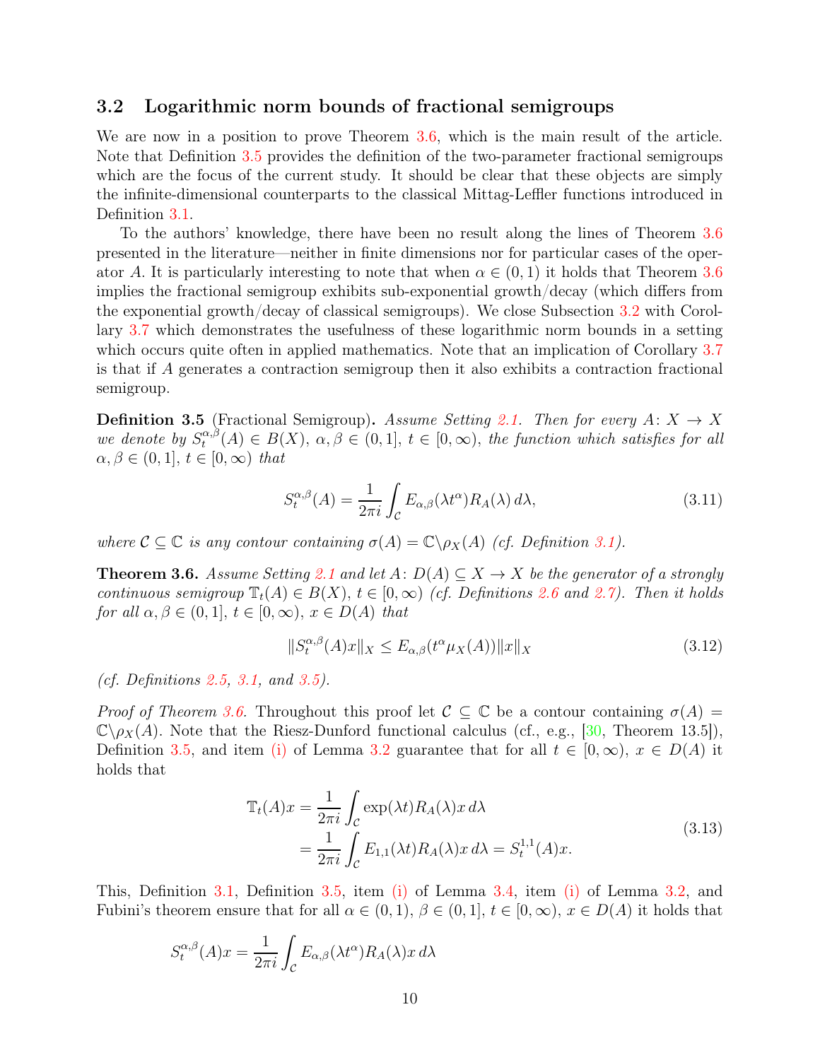### 3.2 Logarithmic norm bounds of fractional semigroups

We are now in a position to prove Theorem 3.6, which is the main result of the article. Note that Definition 3.5 provides the definition of the two-parameter fractional semigroups which are the focus of the current study. It should be clear that these objects are simply the infinite-dimensional counterparts to the classical Mittag-Leffler functions introduced in Definition 3.1.

To the authors' knowledge, there have been no result along the lines of Theorem 3.6 presented in the literature—neither in finite dimensions nor for particular cases of the operator $A$. It is particularly interesting to note that when $\alpha \in (0, 1)$ it holds that Theorem 3.6 implies the fractional semigroup exhibits sub-exponential growth/decay (which differs from the exponential growth/decay of classical semigroups). We close Subsection 3.2 with Corollary 3.7 which demonstrates the usefulness of these logarithmic norm bounds in a setting which occurs quite often in applied mathematics. Note that an implication of Corollary 3.7 is that if $A$ generates a contraction semigroup then it also exhibits a contraction fractional semigroup.

**Definition 3.5** (Fractional Semigroup)**.** *Assume Setting 2.1. Then for every $A\colon X \to X$ we denote by $S_t^{\alpha,\beta}(A) \in B(X)$, $\alpha, \beta \in (0, 1]$, $t \in [0, \infty)$, the function which satisfies for all $\alpha, \beta \in (0, 1]$, $t \in [0, \infty)$ that*

$$S_t^{\alpha,\beta}(A) = \frac{1}{2\pi i} \int_{\mathcal{C}} E_{\alpha,\beta}(\lambda t^\alpha) R_A(\lambda)\, d\lambda, \tag{3.11}$$

*where $\mathcal{C} \subseteq \mathbb{C}$ is any contour containing $\sigma(A) = \mathbb{C}\backslash\rho_X(A)$ (cf. Definition 3.1).*

**Theorem 3.6.** *Assume Setting 2.1 and let $A\colon D(A) \subseteq X \to X$ be the generator of a strongly continuous semigroup $\mathbb{T}_t(A) \in B(X)$, $t \in [0, \infty)$ (cf. Definitions 2.6 and 2.7). Then it holds for all $\alpha, \beta \in (0, 1]$, $t \in [0, \infty)$, $x \in D(A)$ that*

$$\|S_t^{\alpha,\beta}(A)x\|_X \leq E_{\alpha,\beta}(t^\alpha \mu_X(A))\|x\|_X \tag{3.12}$$

*(cf. Definitions 2.5, 3.1, and 3.5).*

*Proof of Theorem 3.6.* Throughout this proof let $\mathcal{C} \subseteq \mathbb{C}$ be a contour containing $\sigma(A) = \mathbb{C}\backslash\rho_X(A)$. Note that the Riesz-Dunford functional calculus (cf., e.g., [30, Theorem 13.5]), Definition 3.5, and item (i) of Lemma 3.2 guarantee that for all $t \in [0, \infty)$, $x \in D(A)$ it holds that

$$\begin{aligned}
\mathbb{T}_t(A)x &= \frac{1}{2\pi i} \int_{\mathcal{C}} \exp(\lambda t) R_A(\lambda) x\, d\lambda \\
&= \frac{1}{2\pi i} \int_{\mathcal{C}} E_{1,1}(\lambda t) R_A(\lambda) x\, d\lambda = S_t^{1,1}(A)x.
\end{aligned} \tag{3.13}$$

This, Definition 3.1, Definition 3.5, item (i) of Lemma 3.4, item (i) of Lemma 3.2, and Fubini's theorem ensure that for all $\alpha \in (0, 1)$, $\beta \in (0, 1]$, $t \in [0, \infty)$, $x \in D(A)$ it holds that

$$S_t^{\alpha,\beta}(A)x = \frac{1}{2\pi i} \int_{\mathcal{C}} E_{\alpha,\beta}(\lambda t^\alpha) R_A(\lambda) x\, d\lambda$$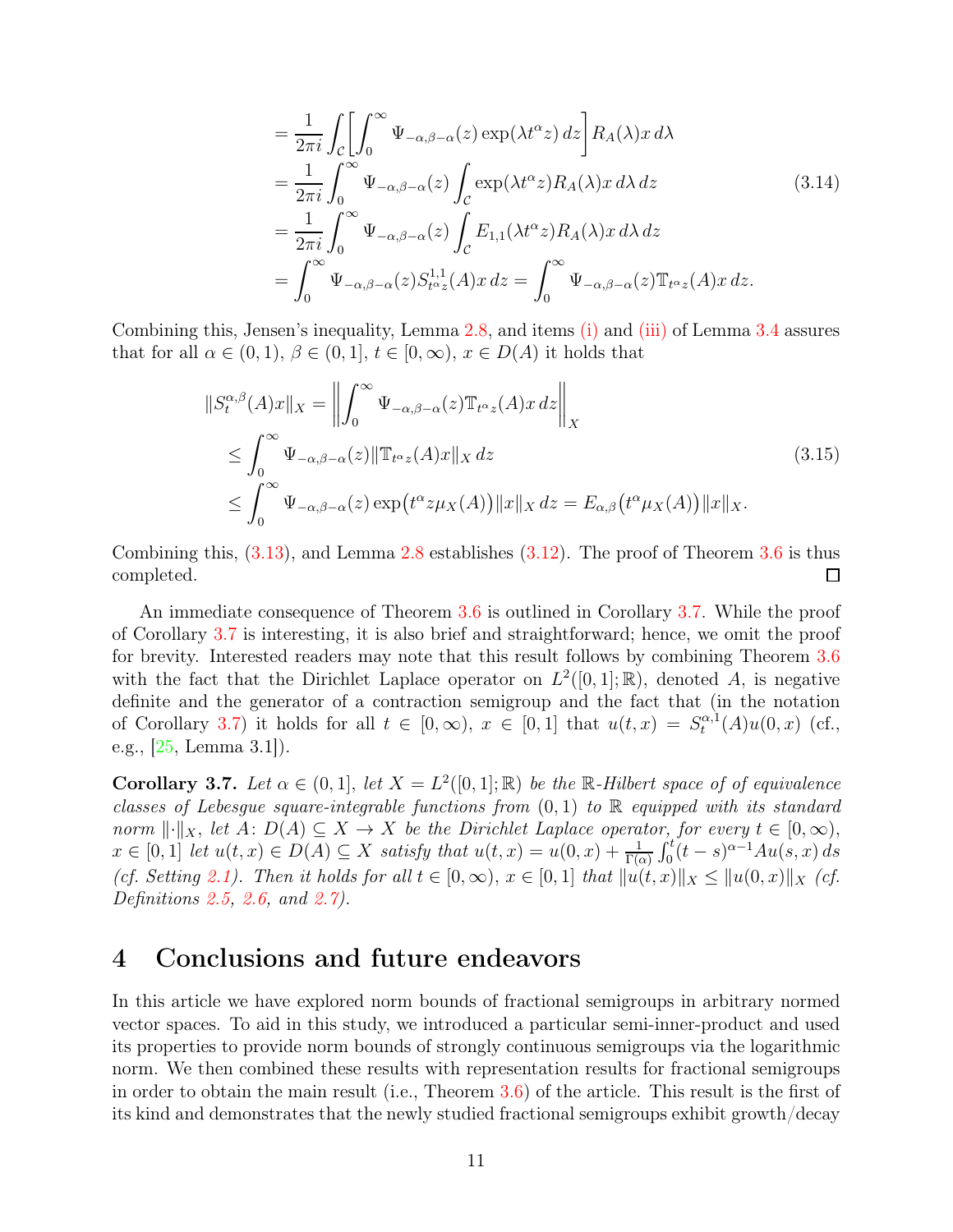$$
\begin{aligned}
&= \frac{1}{2\pi i} \int_{\mathcal{C}} \biggl[ \int_0^\infty \Psi_{-\alpha,\beta-\alpha}(z) \exp(\lambda t^\alpha z) \, dz \biggr] R_A(\lambda) x \, d\lambda \\
&= \frac{1}{2\pi i} \int_0^\infty \Psi_{-\alpha,\beta-\alpha}(z) \int_{\mathcal{C}} \exp(\lambda t^\alpha z) R_A(\lambda) x \, d\lambda \, dz \\
&= \frac{1}{2\pi i} \int_0^\infty \Psi_{-\alpha,\beta-\alpha}(z) \int_{\mathcal{C}} E_{1,1}(\lambda t^\alpha z) R_A(\lambda) x \, d\lambda \, dz \\
&= \int_0^\infty \Psi_{-\alpha,\beta-\alpha}(z) S^{1,1}_{t^\alpha z}(A) x \, dz = \int_0^\infty \Psi_{-\alpha,\beta-\alpha}(z) \mathbb{T}_{t^\alpha z}(A) x \, dz.
\end{aligned}
\tag{3.14}
$$

Combining this, Jensen's inequality, Lemma 2.8, and items (i) and (iii) of Lemma 3.4 assures that for all $\alpha \in (0,1)$, $\beta \in (0,1]$, $t \in [0,\infty)$, $x \in D(A)$ it holds that

$$
\begin{aligned}
\|S^{\alpha,\beta}_t(A)x\|_X &= \left\| \int_0^\infty \Psi_{-\alpha,\beta-\alpha}(z) \mathbb{T}_{t^\alpha z}(A) x \, dz \right\|_X \\
&\leq \int_0^\infty \Psi_{-\alpha,\beta-\alpha}(z) \|\mathbb{T}_{t^\alpha z}(A)x\|_X \, dz \\
&\leq \int_0^\infty \Psi_{-\alpha,\beta-\alpha}(z) \exp\bigl(t^\alpha z \mu_X(A)\bigr) \|x\|_X \, dz = E_{\alpha,\beta}\bigl(t^\alpha \mu_X(A)\bigr) \|x\|_X.
\end{aligned}
\tag{3.15}
$$

Combining this, (3.13), and Lemma 2.8 establishes (3.12). The proof of Theorem 3.6 is thus completed. ◻

An immediate consequence of Theorem 3.6 is outlined in Corollary 3.7. While the proof of Corollary 3.7 is interesting, it is also brief and straightforward; hence, we omit the proof for brevity. Interested readers may note that this result follows by combining Theorem 3.6 with the fact that the Dirichlet Laplace operator on $L^2([0,1];\mathbb{R})$, denoted $A$, is negative definite and the generator of a contraction semigroup and the fact that (in the notation of Corollary 3.7) it holds for all $t \in [0,\infty)$, $x \in [0,1]$ that $u(t,x) = S^{\alpha,1}_t(A)u(0,x)$ (cf., e.g., [25, Lemma 3.1]).

**Corollary 3.7.** *Let $\alpha \in (0,1]$, let $X = L^2([0,1];\mathbb{R})$ be the $\mathbb{R}$-Hilbert space of of equivalence classes of Lebesgue square-integrable functions from $(0,1)$ to $\mathbb{R}$ equipped with its standard norm $\|\cdot\|_X$, let $A\colon D(A) \subseteq X \to X$ be the Dirichlet Laplace operator, for every $t \in [0,\infty)$, $x \in [0,1]$ let $u(t,x) \in D(A) \subseteq X$ satisfy that $u(t,x) = u(0,x) + \frac{1}{\Gamma(\alpha)} \int_0^t (t-s)^{\alpha-1} Au(s,x) \, ds$ (cf. Setting 2.1). Then it holds for all $t \in [0,\infty)$, $x \in [0,1]$ that $\|u(t,x)\|_X \leq \|u(0,x)\|_X$ (cf. Definitions 2.5, 2.6, and 2.7).*

## 4 Conclusions and future endeavors

In this article we have explored norm bounds of fractional semigroups in arbitrary normed vector spaces. To aid in this study, we introduced a particular semi-inner-product and used its properties to provide norm bounds of strongly continuous semigroups via the logarithmic norm. We then combined these results with representation results for fractional semigroups in order to obtain the main result (i.e., Theorem 3.6) of the article. This result is the first of its kind and demonstrates that the newly studied fractional semigroups exhibit growth/decay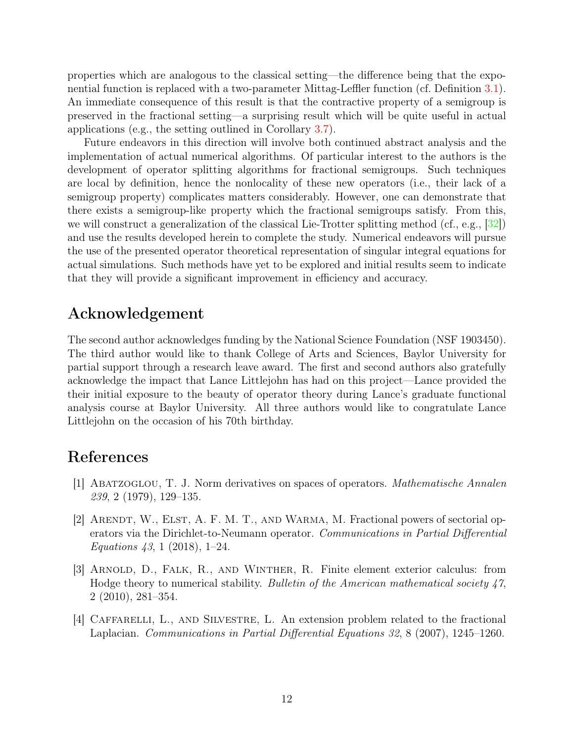properties which are analogous to the classical setting—the difference being that the exponential function is replaced with a two-parameter Mittag-Leffler function (cf. Definition 3.1). An immediate consequence of this result is that the contractive property of a semigroup is preserved in the fractional setting—a surprising result which will be quite useful in actual applications (e.g., the setting outlined in Corollary 3.7).

Future endeavors in this direction will involve both continued abstract analysis and the implementation of actual numerical algorithms. Of particular interest to the authors is the development of operator splitting algorithms for fractional semigroups. Such techniques are local by definition, hence the nonlocality of these new operators (i.e., their lack of a semigroup property) complicates matters considerably. However, one can demonstrate that there exists a semigroup-like property which the fractional semigroups satisfy. From this, we will construct a generalization of the classical Lie-Trotter splitting method (cf., e.g., [32]) and use the results developed herein to complete the study. Numerical endeavors will pursue the use of the presented operator theoretical representation of singular integral equations for actual simulations. Such methods have yet to be explored and initial results seem to indicate that they will provide a significant improvement in efficiency and accuracy.

## Acknowledgement

The second author acknowledges funding by the National Science Foundation (NSF 1903450). The third author would like to thank College of Arts and Sciences, Baylor University for partial support through a research leave award. The first and second authors also gratefully acknowledge the impact that Lance Littlejohn has had on this project—Lance provided the their initial exposure to the beauty of operator theory during Lance's graduate functional analysis course at Baylor University. All three authors would like to congratulate Lance Littlejohn on the occasion of his 70th birthday.

## References

[1] Abatzoglou, T. J. Norm derivatives on spaces of operators. *Mathematische Annalen 239*, 2 (1979), 129–135.

[2] Arendt, W., Elst, A. F. M. T., and Warma, M. Fractional powers of sectorial operators via the Dirichlet-to-Neumann operator. *Communications in Partial Differential Equations 43*, 1 (2018), 1–24.

[3] Arnold, D., Falk, R., and Winther, R. Finite element exterior calculus: from Hodge theory to numerical stability. *Bulletin of the American mathematical society 47*, 2 (2010), 281–354.

[4] Caffarelli, L., and Silvestre, L. An extension problem related to the fractional Laplacian. *Communications in Partial Differential Equations 32*, 8 (2007), 1245–1260.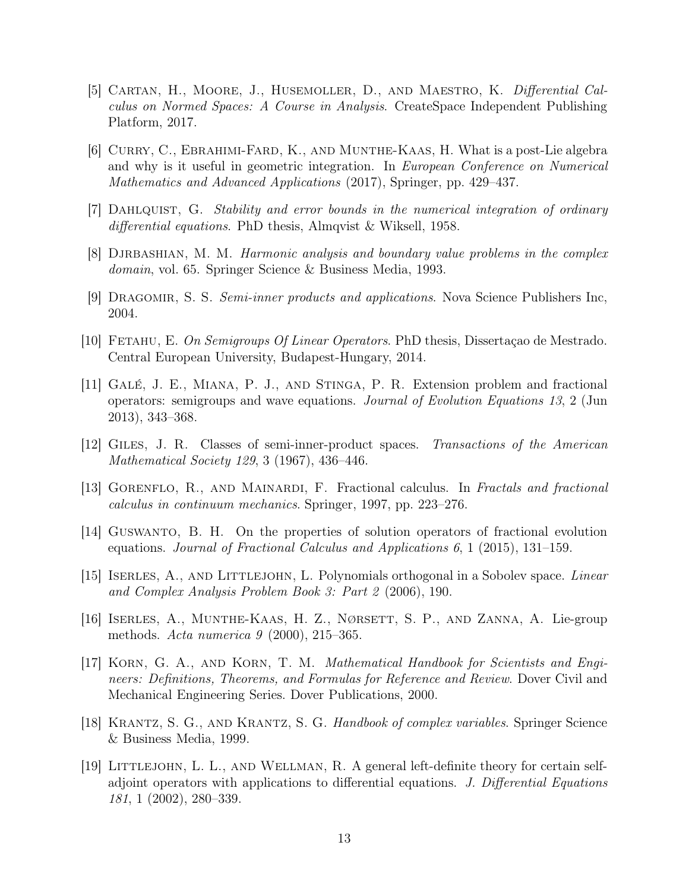[5] Cartan, H., Moore, J., Husemoller, D., and Maestro, K. *Differential Calculus on Normed Spaces: A Course in Analysis*. CreateSpace Independent Publishing Platform, 2017.

[6] Curry, C., Ebrahimi-Fard, K., and Munthe-Kaas, H. What is a post-Lie algebra and why is it useful in geometric integration. In *European Conference on Numerical Mathematics and Advanced Applications* (2017), Springer, pp. 429–437.

[7] Dahlquist, G. *Stability and error bounds in the numerical integration of ordinary differential equations*. PhD thesis, Almqvist & Wiksell, 1958.

[8] Djrbashian, M. M. *Harmonic analysis and boundary value problems in the complex domain*, vol. 65. Springer Science & Business Media, 1993.

[9] Dragomir, S. S. *Semi-inner products and applications.* Nova Science Publishers Inc, 2004.

[10] Fetahu, E. *On Semigroups Of Linear Operators*. PhD thesis, Dissertaçao de Mestrado. Central European University, Budapest-Hungary, 2014.

[11] Galé, J. E., Miana, P. J., and Stinga, P. R. Extension problem and fractional operators: semigroups and wave equations. *Journal of Evolution Equations 13*, 2 (Jun 2013), 343–368.

[12] Giles, J. R. Classes of semi-inner-product spaces. *Transactions of the American Mathematical Society 129*, 3 (1967), 436–446.

[13] Gorenflo, R., and Mainardi, F. Fractional calculus. In *Fractals and fractional calculus in continuum mechanics*. Springer, 1997, pp. 223–276.

[14] Guswanto, B. H. On the properties of solution operators of fractional evolution equations. *Journal of Fractional Calculus and Applications 6*, 1 (2015), 131–159.

[15] Iserles, A., and Littlejohn, L. Polynomials orthogonal in a Sobolev space. *Linear and Complex Analysis Problem Book 3: Part 2* (2006), 190.

[16] Iserles, A., Munthe-Kaas, H. Z., Nørsett, S. P., and Zanna, A. Lie-group methods. *Acta numerica 9* (2000), 215–365.

[17] Korn, G. A., and Korn, T. M. *Mathematical Handbook for Scientists and Engineers: Definitions, Theorems, and Formulas for Reference and Review*. Dover Civil and Mechanical Engineering Series. Dover Publications, 2000.

[18] Krantz, S. G., and Krantz, S. G. *Handbook of complex variables*. Springer Science & Business Media, 1999.

[19] Littlejohn, L. L., and Wellman, R. A general left-definite theory for certain self-adjoint operators with applications to differential equations. *J. Differential Equations 181*, 1 (2002), 280–339.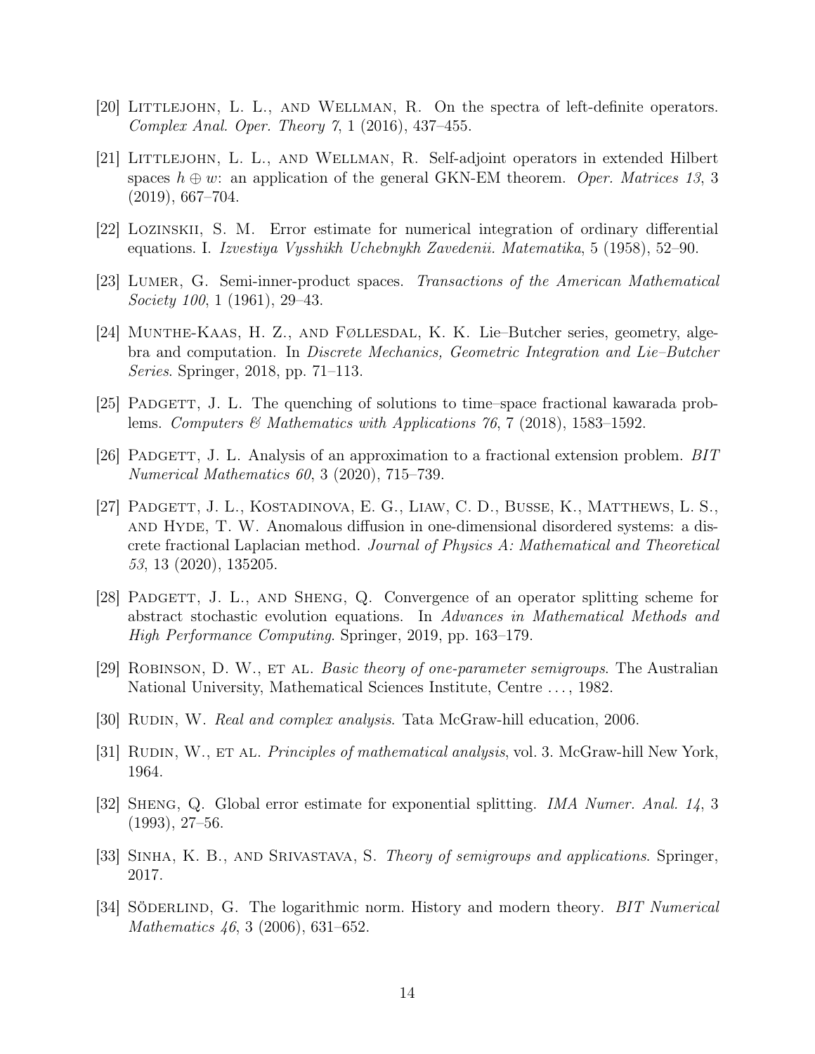[20] Littlejohn, L. L., and Wellman, R. On the spectra of left-definite operators. *Complex Anal. Oper. Theory 7*, 1 (2016), 437–455.

[21] Littlejohn, L. L., and Wellman, R. Self-adjoint operators in extended Hilbert spaces $h \oplus w$: an application of the general GKN-EM theorem. *Oper. Matrices 13*, 3 (2019), 667–704.

[22] Lozinskii, S. M. Error estimate for numerical integration of ordinary differential equations. I. *Izvestiya Vysshikh Uchebnykh Zavedenii. Matematika*, 5 (1958), 52–90.

[23] Lumer, G. Semi-inner-product spaces. *Transactions of the American Mathematical Society 100*, 1 (1961), 29–43.

[24] Munthe-Kaas, H. Z., and Føllesdal, K. K. Lie–Butcher series, geometry, algebra and computation. In *Discrete Mechanics, Geometric Integration and Lie–Butcher Series*. Springer, 2018, pp. 71–113.

[25] Padgett, J. L. The quenching of solutions to time–space fractional kawarada problems. *Computers & Mathematics with Applications 76*, 7 (2018), 1583–1592.

[26] Padgett, J. L. Analysis of an approximation to a fractional extension problem. *BIT Numerical Mathematics 60*, 3 (2020), 715–739.

[27] Padgett, J. L., Kostadinova, E. G., Liaw, C. D., Busse, K., Matthews, L. S., and Hyde, T. W. Anomalous diffusion in one-dimensional disordered systems: a discrete fractional Laplacian method. *Journal of Physics A: Mathematical and Theoretical 53*, 13 (2020), 135205.

[28] Padgett, J. L., and Sheng, Q. Convergence of an operator splitting scheme for abstract stochastic evolution equations. In *Advances in Mathematical Methods and High Performance Computing*. Springer, 2019, pp. 163–179.

[29] Robinson, D. W., et al. *Basic theory of one-parameter semigroups*. The Australian National University, Mathematical Sciences Institute, Centre . . . , 1982.

[30] Rudin, W. *Real and complex analysis*. Tata McGraw-hill education, 2006.

[31] Rudin, W., et al. *Principles of mathematical analysis*, vol. 3. McGraw-hill New York, 1964.

[32] Sheng, Q. Global error estimate for exponential splitting. *IMA Numer. Anal. 14*, 3 (1993), 27–56.

[33] Sinha, K. B., and Srivastava, S. *Theory of semigroups and applications*. Springer, 2017.

[34] Söderlind, G. The logarithmic norm. History and modern theory. *BIT Numerical Mathematics 46*, 3 (2006), 631–652.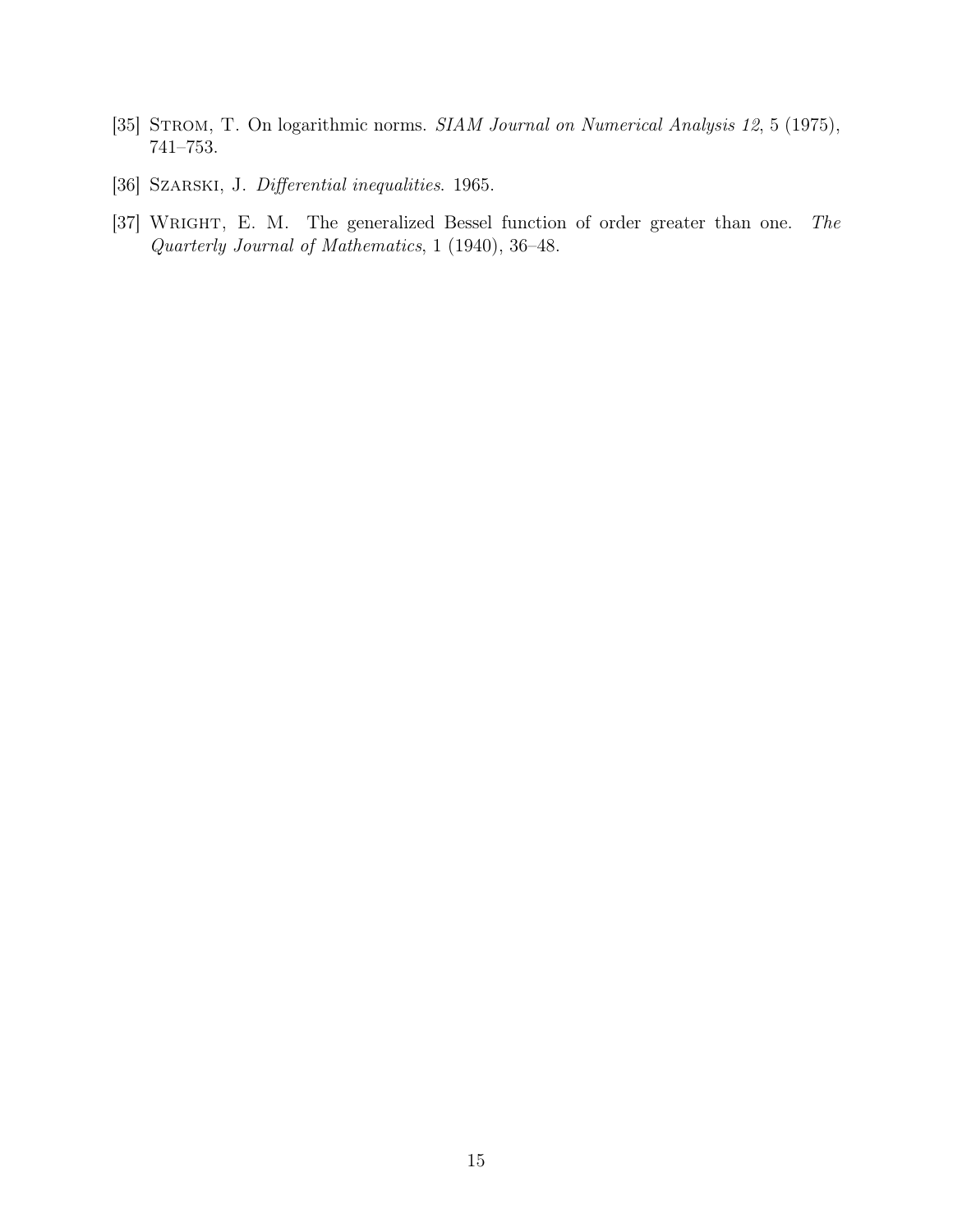[35] Strom, T. On logarithmic norms. *SIAM Journal on Numerical Analysis 12*, 5 (1975), 741–753.

[36] Szarski, J. *Differential inequalities*. 1965.

[37] Wright, E. M. The generalized Bessel function of order greater than one. *The Quarterly Journal of Mathematics*, 1 (1940), 36–48.